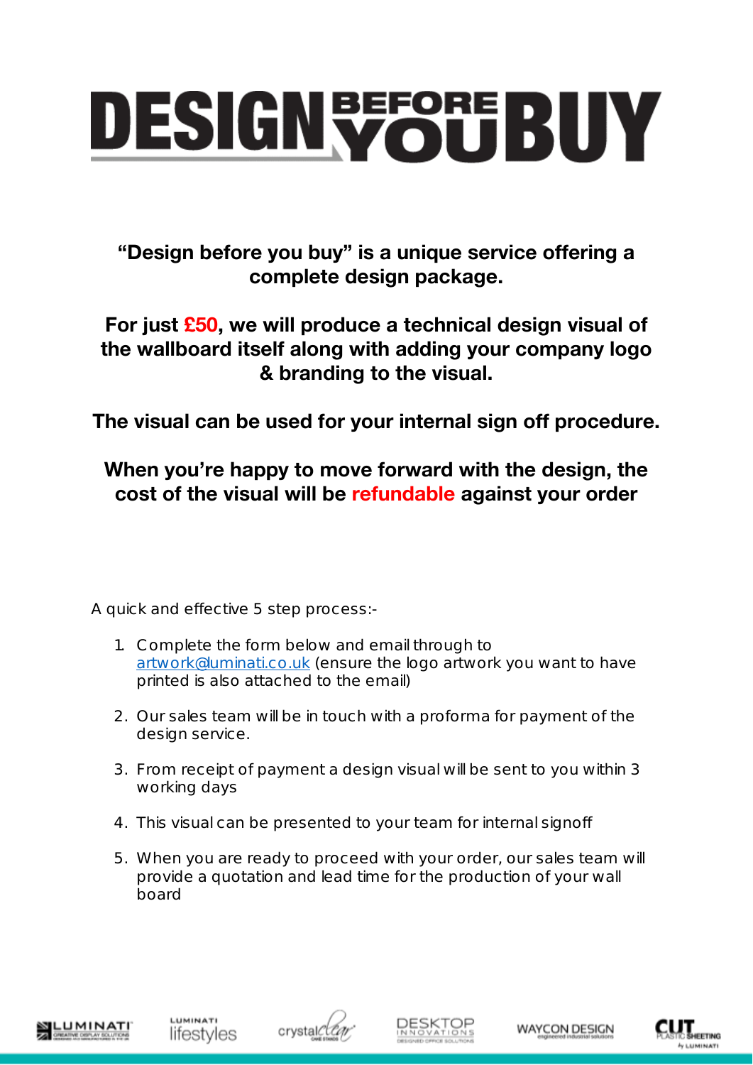# DESIGN BEFORE YOU BUY

**"Design before you buy" is a unique service offering a complete design package.**

**For just £50, we will produce a technical design visual of the wallboard itself along with adding your company logo & branding to the visual.**

**The visual can be used for your internal sign off procedure.**

**When you're happy to move forward with the design, the cost of the visual will be refundable against your order**

A quick and effective 5 step process:-

1. Complete the form below and email through to [artwork@luminati.co.uk](mailto:artwork@luminati.co.uk) (ensure the logo artwork you want to have printed is also attached to the email)
2. Our sales team will be in touch with a proforma for payment of the design service.
3. From receipt of payment a design visual will be sent to you within 3 working days
4. This visual can be presented to your team for internal signoff
5. When you are ready to proceed with your order, our sales team will provide a quotation and lead time for the production of your wall board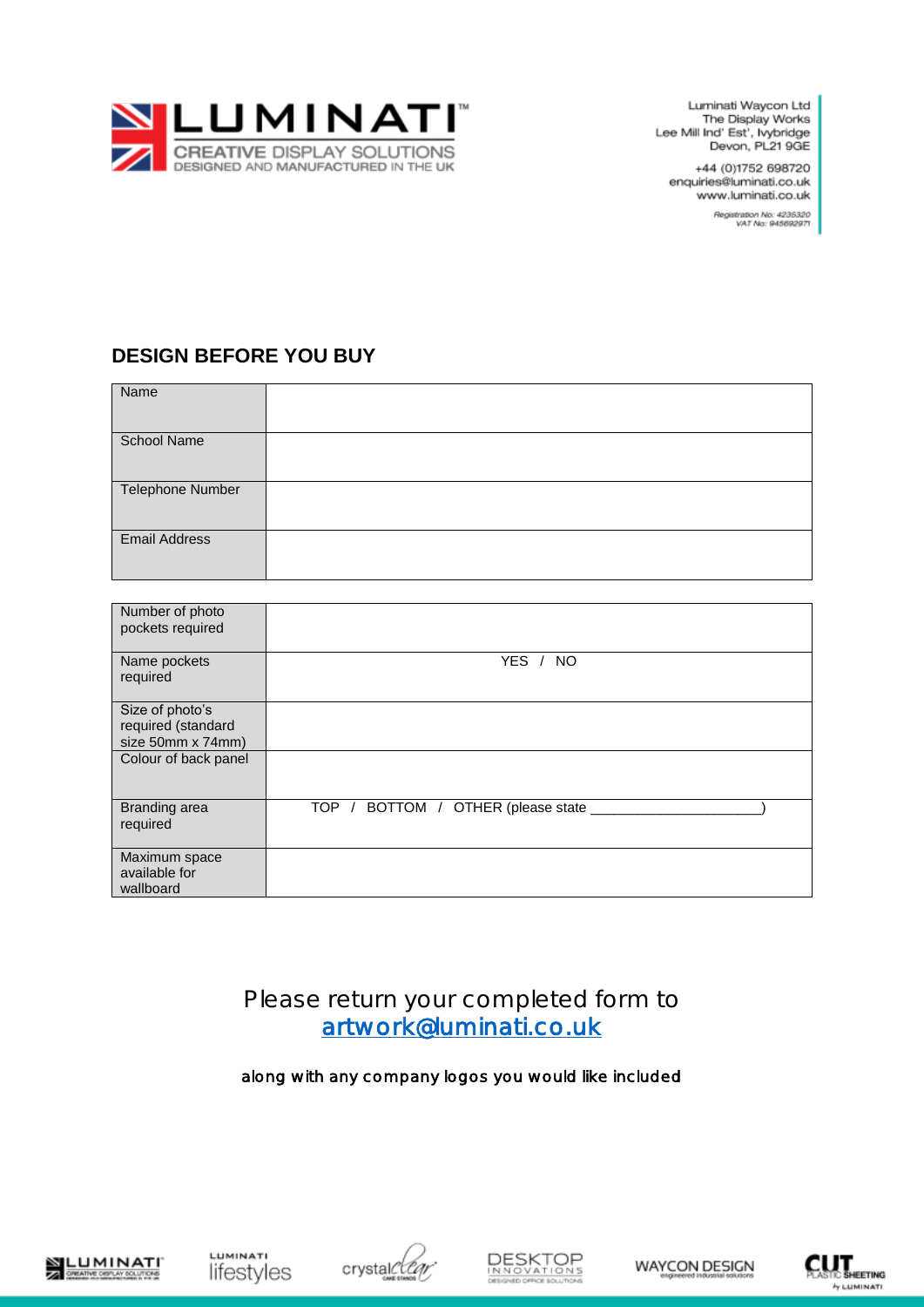Luminati Waycon Ltd
The Display Works
Lee Mill Ind' Est', Ivybridge
Devon, PL21 9GE

+44 (0)1752 698720
enquiries@luminati.co.uk
www.luminati.co.uk

Registration No: 4235320
VAT No: 945692971

## DESIGN BEFORE YOU BUY

| | |
|---|---|
| Name | |
| School Name | |
| Telephone Number | |
| Email Address | |

| | |
|---|---|
| Number of photo pockets required | |
| Name pockets required | YES / NO |
| Size of photo's required (standard size 50mm x 74mm) | |
| Colour of back panel | |
| Branding area required | TOP / BOTTOM / OTHER (please state ____________________) |
| Maximum space available for wallboard | |

Please return your completed form to
artwork@luminati.co.uk

along with any company logos you would like included